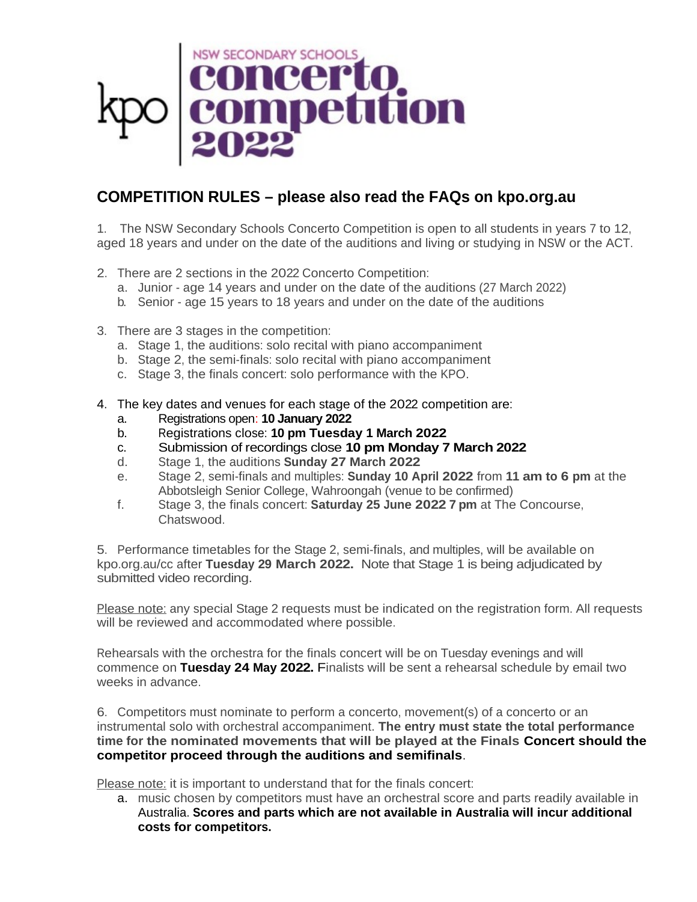kpo | NSW SECONDARY SCHOOLS **concerto competition 2022**

## COMPETITION RULES – please also read the FAQs on kpo.org.au

1. The NSW Secondary Schools Concerto Competition is open to all students in years 7 to 12, aged 18 years and under on the date of the auditions and living or studying in NSW or the ACT.

2. There are 2 sections in the 2022 Concerto Competition:
   a. Junior - age 14 years and under on the date of the auditions (27 March 2022)
   b. Senior - age 15 years to 18 years and under on the date of the auditions

3. There are 3 stages in the competition:
   a. Stage 1, the auditions: solo recital with piano accompaniment
   b. Stage 2, the semi-finals: solo recital with piano accompaniment
   c. Stage 3, the finals concert: solo performance with the KPO.

4. The key dates and venues for each stage of the 2022 competition are:
   a. Registrations open: **10 January 2022**
   b. Registrations close: **10 pm Tuesday 1 March 2022**
   c. Submission of recordings close **10 pm Monday 7 March 2022**
   d. Stage 1, the auditions **Sunday 27 March 2022**
   e. Stage 2, semi-finals and multiples: **Sunday 10 April 2022** from **11 am to 6 pm** at the Abbotsleigh Senior College, Wahroongah (venue to be confirmed)
   f. Stage 3, the finals concert: **Saturday 25 June 2022 7 pm** at The Concourse, Chatswood.

5. Performance timetables for the Stage 2, semi-finals, and multiples, will be available on kpo.org.au/cc after **Tuesday 29 March 2022.** Note that Stage 1 is being adjudicated by submitted video recording.

Please note: any special Stage 2 requests must be indicated on the registration form. All requests will be reviewed and accommodated where possible.

Rehearsals with the orchestra for the finals concert will be on Tuesday evenings and will commence on **Tuesday 24 May 2022.** Finalists will be sent a rehearsal schedule by email two weeks in advance.

6. Competitors must nominate to perform a concerto, movement(s) of a concerto or an instrumental solo with orchestral accompaniment. **The entry must state the total performance time for the nominated movements that will be played at the Finals Concert should the competitor proceed through the auditions and semifinals**.

Please note: it is important to understand that for the finals concert:

a. music chosen by competitors must have an orchestral score and parts readily available in Australia. **Scores and parts which are not available in Australia will incur additional costs for competitors.**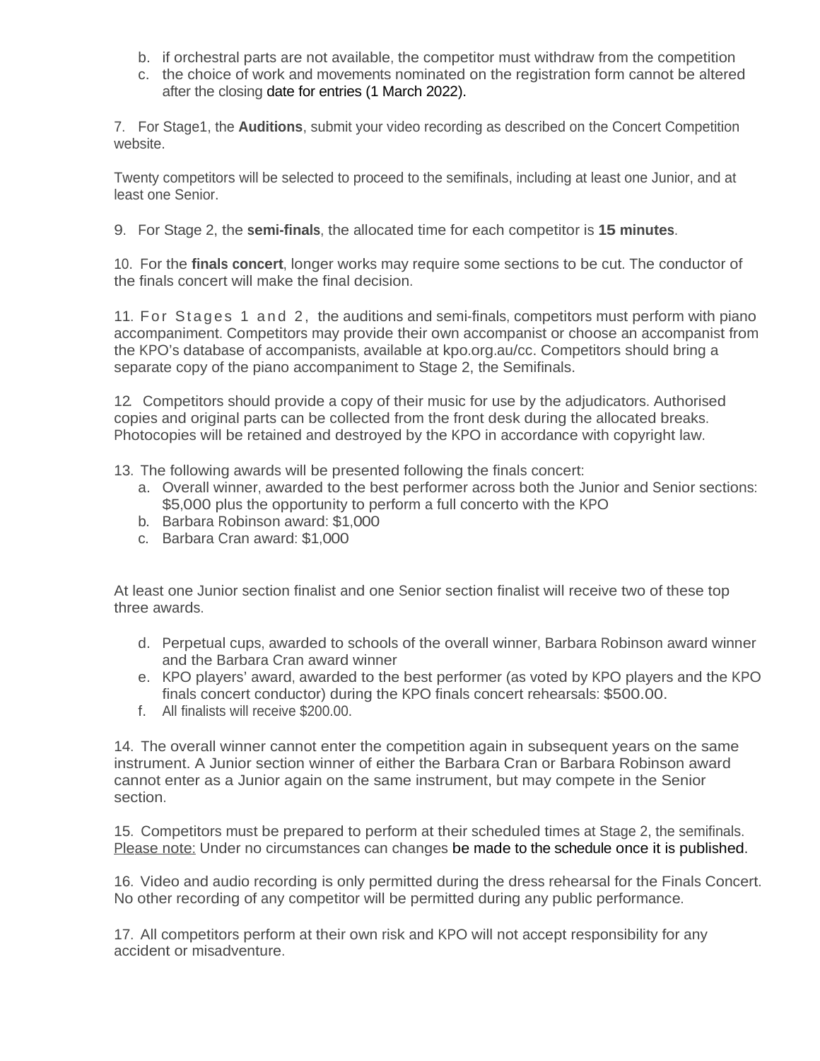b. if orchestral parts are not available, the competitor must withdraw from the competition
c. the choice of work and movements nominated on the registration form cannot be altered after the closing date for entries (1 March 2022).

7. For Stage1, the **Auditions**, submit your video recording as described on the Concert Competition website.

Twenty competitors will be selected to proceed to the semifinals, including at least one Junior, and at least one Senior.

9. For Stage 2, the **semi-finals**, the allocated time for each competitor is **15 minutes**.

10. For the **finals concert**, longer works may require some sections to be cut. The conductor of the finals concert will make the final decision.

11. For Stages 1 and 2, the auditions and semi-finals, competitors must perform with piano accompaniment. Competitors may provide their own accompanist or choose an accompanist from the KPO's database of accompanists, available at kpo.org.au/cc. Competitors should bring a separate copy of the piano accompaniment to Stage 2, the Semifinals.

12. Competitors should provide a copy of their music for use by the adjudicators. Authorised copies and original parts can be collected from the front desk during the allocated breaks. Photocopies will be retained and destroyed by the KPO in accordance with copyright law.

13. The following awards will be presented following the finals concert:

a. Overall winner, awarded to the best performer across both the Junior and Senior sections: $5,000 plus the opportunity to perform a full concerto with the KPO
b. Barbara Robinson award: $1,000
c. Barbara Cran award: $1,000

At least one Junior section finalist and one Senior section finalist will receive two of these top three awards.

d. Perpetual cups, awarded to schools of the overall winner, Barbara Robinson award winner and the Barbara Cran award winner
e. KPO players' award, awarded to the best performer (as voted by KPO players and the KPO finals concert conductor) during the KPO finals concert rehearsals: $500.00.
f. All finalists will receive $200.00.

14. The overall winner cannot enter the competition again in subsequent years on the same instrument. A Junior section winner of either the Barbara Cran or Barbara Robinson award cannot enter as a Junior again on the same instrument, but may compete in the Senior section.

15. Competitors must be prepared to perform at their scheduled times at Stage 2, the semifinals. Please note: Under no circumstances can changes be made to the schedule once it is published.

16. Video and audio recording is only permitted during the dress rehearsal for the Finals Concert. No other recording of any competitor will be permitted during any public performance.

17. All competitors perform at their own risk and KPO will not accept responsibility for any accident or misadventure.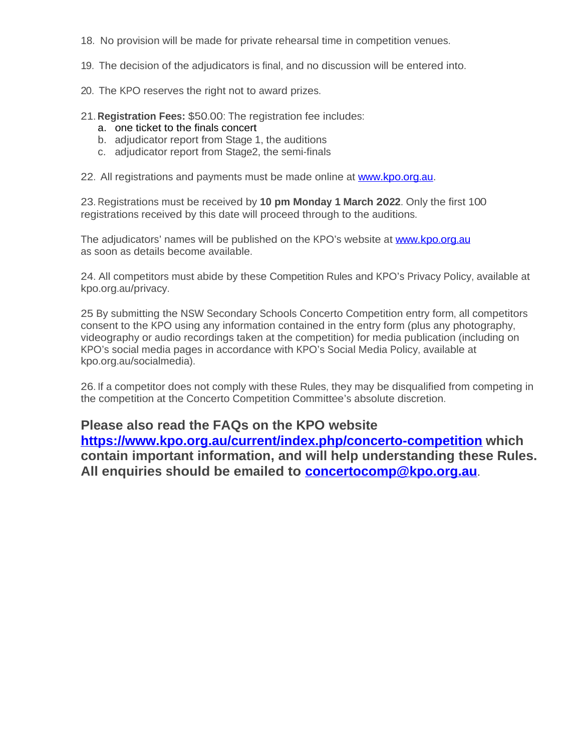18. No provision will be made for private rehearsal time in competition venues.

19. The decision of the adjudicators is final, and no discussion will be entered into.

20. The KPO reserves the right not to award prizes.

21. **Registration Fees:** $50.00: The registration fee includes:
    a. one ticket to the finals concert
    b. adjudicator report from Stage 1, the auditions
    c. adjudicator report from Stage2, the semi-finals

22. All registrations and payments must be made online at [www.kpo.org.au](http://www.kpo.org.au).

23. Registrations must be received by **10 pm Monday 1 March 2022**. Only the first 100 registrations received by this date will proceed through to the auditions.

The adjudicators' names will be published on the KPO's website at [www.kpo.org.au](http://www.kpo.org.au) as soon as details become available.

24. All competitors must abide by these Competition Rules and KPO's Privacy Policy, available at kpo.org.au/privacy.

25 By submitting the NSW Secondary Schools Concerto Competition entry form, all competitors consent to the KPO using any information contained in the entry form (plus any photography, videography or audio recordings taken at the competition) for media publication (including on KPO's social media pages in accordance with KPO's Social Media Policy, available at kpo.org.au/socialmedia).

26. If a competitor does not comply with these Rules, they may be disqualified from competing in the competition at the Concerto Competition Committee's absolute discretion.

**Please also read the FAQs on the KPO website [https://www.kpo.org.au/current/index.php/concerto-competition](https://www.kpo.org.au/current/index.php/concerto-competition) which contain important information, and will help understanding these Rules. All enquiries should be emailed to [concertocomp@kpo.org.au](mailto:concertocomp@kpo.org.au).**